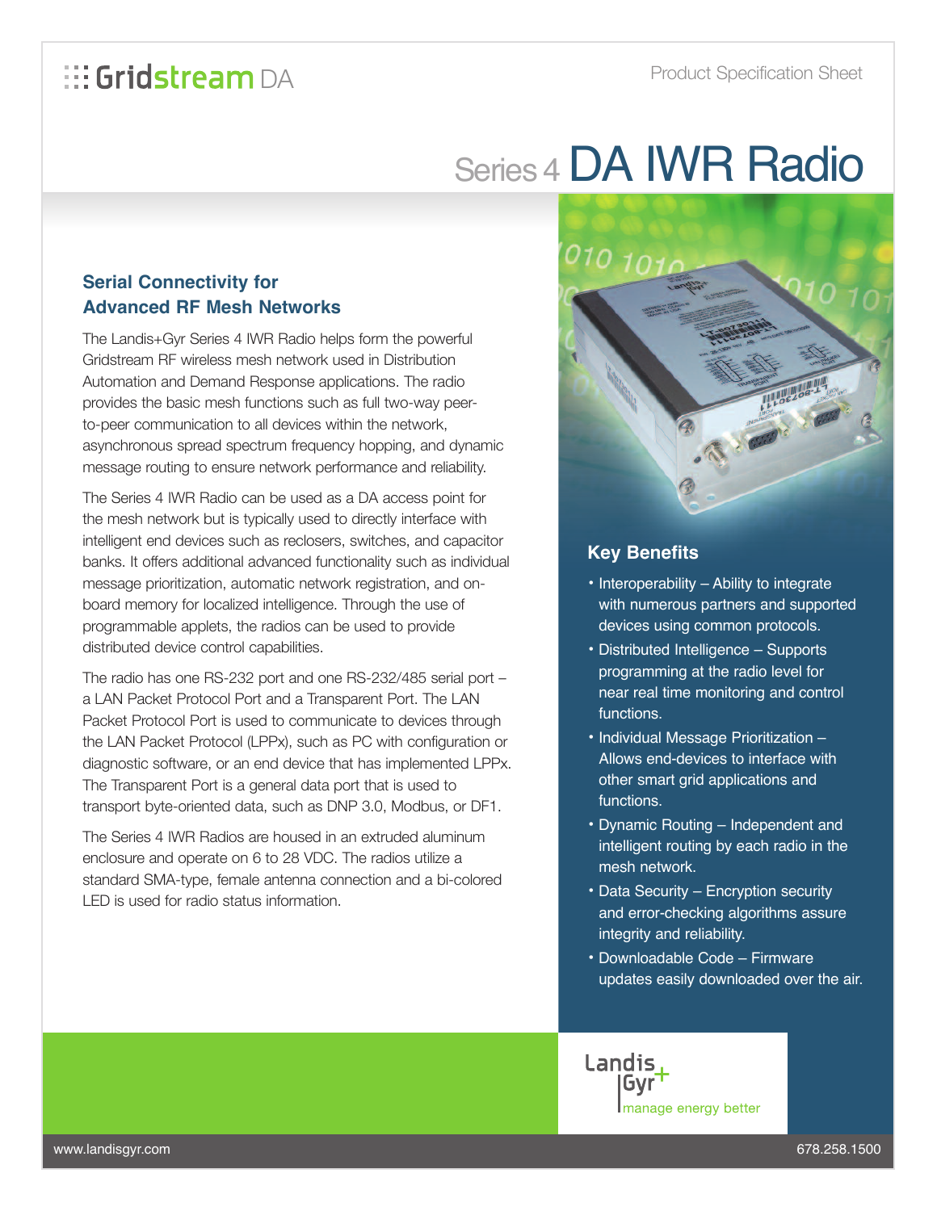# Series 4 DA IWR Radio

Gridstream DA

Product Specification Sheet

## Serial Connectivity for Advanced RF Mesh Networks

The Landis+Gyr Series 4 IWR Radio helps form the powerful Gridstream RF wireless mesh network used in Distribution Automation and Demand Response applications. The radio provides the basic mesh functions such as full two-way peer-to-peer communication to all devices within the network, asynchronous spread spectrum frequency hopping, and dynamic message routing to ensure network performance and reliability.

The Series 4 IWR Radio can be used as a DA access point for the mesh network but is typically used to directly interface with intelligent end devices such as reclosers, switches, and capacitor banks. It offers additional advanced functionality such as individual message prioritization, automatic network registration, and on-board memory for localized intelligence. Through the use of programmable applets, the radios can be used to provide distributed device control capabilities.

The radio has one RS-232 port and one RS-232/485 serial port – a LAN Packet Protocol Port and a Transparent Port. The LAN Packet Protocol Port is used to communicate to devices through the LAN Packet Protocol (LPPx), such as PC with configuration or diagnostic software, or an end device that has implemented LPPx. The Transparent Port is a general data port that is used to transport byte-oriented data, such as DNP 3.0, Modbus, or DF1.

The Series 4 IWR Radios are housed in an extruded aluminum enclosure and operate on 6 to 28 VDC. The radios utilize a standard SMA-type, female antenna connection and a bi-colored LED is used for radio status information.

## Key Benefits

- Interoperability – Ability to integrate with numerous partners and supported devices using common protocols.
- Distributed Intelligence – Supports programming at the radio level for near real time monitoring and control functions.
- Individual Message Prioritization – Allows end-devices to interface with other smart grid applications and functions.
- Dynamic Routing – Independent and intelligent routing by each radio in the mesh network.
- Data Security – Encryption security and error-checking algorithms assure integrity and reliability.
- Downloadable Code – Firmware updates easily downloaded over the air.

Landis+Gyr
manage energy better

www.landisgyr.com

678.258.1500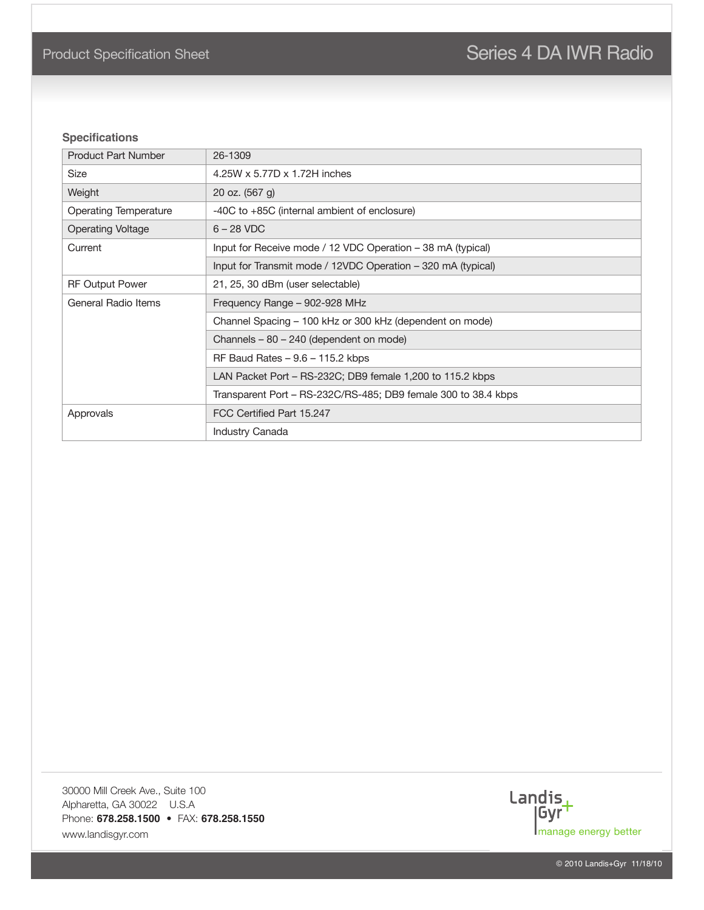### Specifications

| | |
|---|---|
| Product Part Number | 26-1309 |
| Size | 4.25W x 5.77D x 1.72H inches |
| Weight | 20 oz. (567 g) |
| Operating Temperature | -40C to +85C (internal ambient of enclosure) |
| Operating Voltage | 6 – 28 VDC |
| Current | Input for Receive mode / 12 VDC Operation – 38 mA (typical) |
| | Input for Transmit mode / 12VDC Operation – 320 mA (typical) |
| RF Output Power | 21, 25, 30 dBm (user selectable) |
| General Radio Items | Frequency Range – 902-928 MHz |
| | Channel Spacing – 100 kHz or 300 kHz (dependent on mode) |
| | Channels – 80 – 240 (dependent on mode) |
| | RF Baud Rates – 9.6 – 115.2 kbps |
| | LAN Packet Port – RS-232C; DB9 female 1,200 to 115.2 kbps |
| | Transparent Port – RS-232C/RS-485; DB9 female 300 to 38.4 kbps |
| Approvals | FCC Certified Part 15.247 |
| | Industry Canada |

30000 Mill Creek Ave., Suite 100
Alpharetta, GA 30022 U.S.A
Phone: **678.258.1500** • FAX: **678.258.1550**
www.landisgyr.com

Landis+Gyr
manage energy better

© 2010 Landis+Gyr 11/18/10